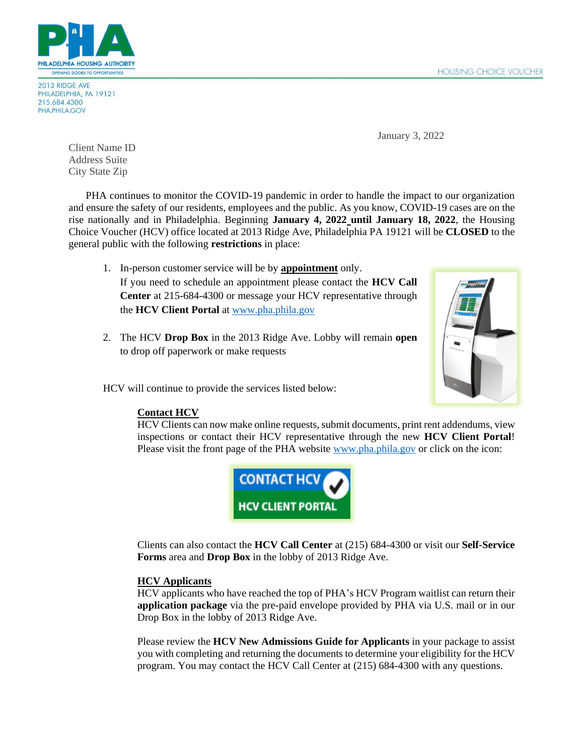PHILADELPHIA HOUSING AUTHORITY
OPENING DOORS TO OPPORTUNITIES

HOUSING CHOICE VOUCHER

2013 RIDGE AVE
PHILADELPHIA, PA 19121
215.684.4300
PHA.PHILA.GOV

January 3, 2022

Client Name ID
Address Suite
City State Zip

PHA continues to monitor the COVID-19 pandemic in order to handle the impact to our organization and ensure the safety of our residents, employees and the public. As you know, COVID-19 cases are on the rise nationally and in Philadelphia. Beginning **January 4, 2022 until January 18, 2022**, the Housing Choice Voucher (HCV) office located at 2013 Ridge Ave, Philadelphia PA 19121 will be **CLOSED** to the general public with the following **restrictions** in place:

1. In-person customer service will be by **appointment** only.
   If you need to schedule an appointment please contact the **HCV Call Center** at 215-684-4300 or message your HCV representative through the **HCV Client Portal** at www.pha.phila.gov

2. The HCV **Drop Box** in the 2013 Ridge Ave. Lobby will remain **open** to drop off paperwork or make requests

HCV will continue to provide the services listed below:

**Contact HCV**

HCV Clients can now make online requests, submit documents, print rent addendums, view inspections or contact their HCV representative through the new **HCV Client Portal**! Please visit the front page of the PHA website www.pha.phila.gov or click on the icon:

CONTACT HCV
HCV CLIENT PORTAL

Clients can also contact the **HCV Call Center** at (215) 684-4300 or visit our **Self-Service Forms** area and **Drop Box** in the lobby of 2013 Ridge Ave.

**HCV Applicants**

HCV applicants who have reached the top of PHA's HCV Program waitlist can return their **application package** via the pre-paid envelope provided by PHA via U.S. mail or in our Drop Box in the lobby of 2013 Ridge Ave.

Please review the **HCV New Admissions Guide for Applicants** in your package to assist you with completing and returning the documents to determine your eligibility for the HCV program. You may contact the HCV Call Center at (215) 684-4300 with any questions.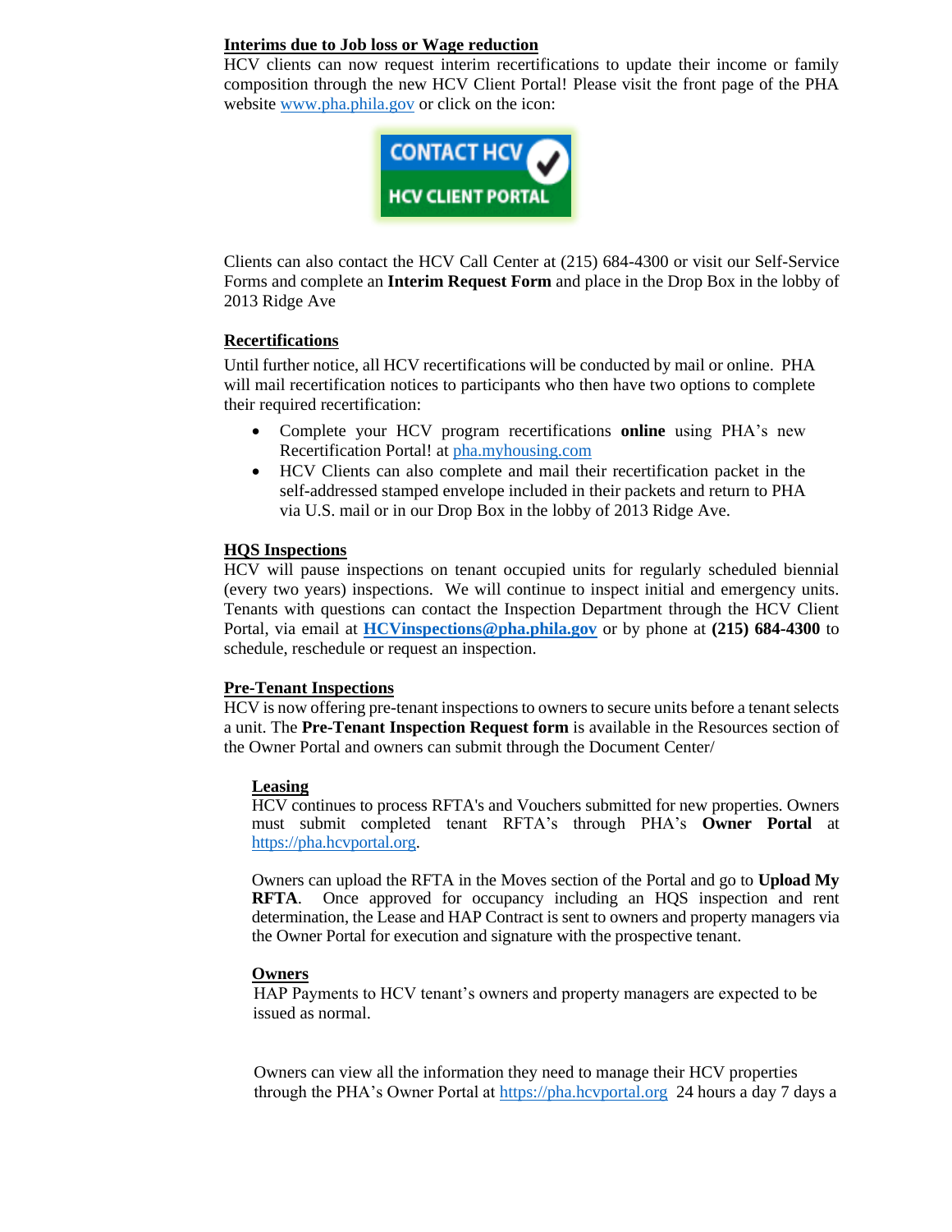**Interims due to Job loss or Wage reduction**

HCV clients can now request interim recertifications to update their income or family composition through the new HCV Client Portal! Please visit the front page of the PHA website www.pha.phila.gov or click on the icon:

CONTACT HCV
HCV CLIENT PORTAL

Clients can also contact the HCV Call Center at (215) 684-4300 or visit our Self-Service Forms and complete an **Interim Request Form** and place in the Drop Box in the lobby of 2013 Ridge Ave

**Recertifications**

Until further notice, all HCV recertifications will be conducted by mail or online. PHA will mail recertification notices to participants who then have two options to complete their required recertification:

- Complete your HCV program recertifications **online** using PHA's new Recertification Portal! at pha.myhousing.com
- HCV Clients can also complete and mail their recertification packet in the self-addressed stamped envelope included in their packets and return to PHA via U.S. mail or in our Drop Box in the lobby of 2013 Ridge Ave.

**HQS Inspections**

HCV will pause inspections on tenant occupied units for regularly scheduled biennial (every two years) inspections. We will continue to inspect initial and emergency units. Tenants with questions can contact the Inspection Department through the HCV Client Portal, via email at **HCVinspections@pha.phila.gov** or by phone at **(215) 684-4300** to schedule, reschedule or request an inspection.

**Pre-Tenant Inspections**

HCV is now offering pre-tenant inspections to owners to secure units before a tenant selects a unit. The **Pre-Tenant Inspection Request form** is available in the Resources section of the Owner Portal and owners can submit through the Document Center/

**Leasing**

HCV continues to process RFTA's and Vouchers submitted for new properties. Owners must submit completed tenant RFTA's through PHA's **Owner Portal** at https://pha.hcvportal.org.

Owners can upload the RFTA in the Moves section of the Portal and go to **Upload My RFTA**. Once approved for occupancy including an HQS inspection and rent determination, the Lease and HAP Contract is sent to owners and property managers via the Owner Portal for execution and signature with the prospective tenant.

**Owners**

HAP Payments to HCV tenant's owners and property managers are expected to be issued as normal.

Owners can view all the information they need to manage their HCV properties through the PHA's Owner Portal at https://pha.hcvportal.org 24 hours a day 7 days a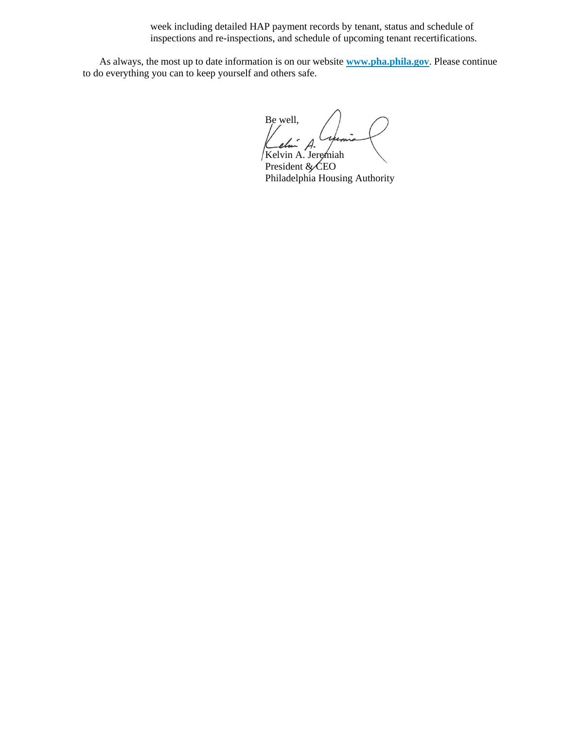week including detailed HAP payment records by tenant, status and schedule of inspections and re-inspections, and schedule of upcoming tenant recertifications.

As always, the most up to date information is on our website **www.pha.phila.gov**. Please continue to do everything you can to keep yourself and others safe.

Be well,

Kelvin A. Jeremiah
President & CEO
Philadelphia Housing Authority